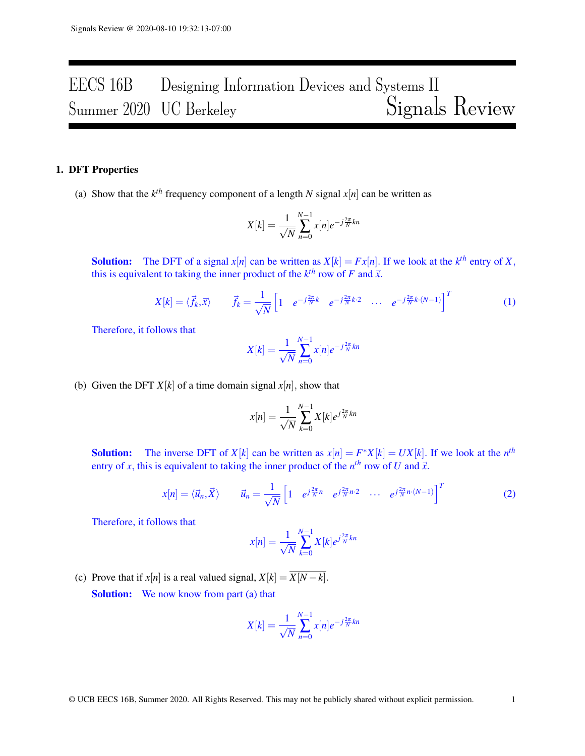# EECS 16B Designing Information Devices and Systems II
## Summer 2020 UC Berkeley — Signals Review

**1. DFT Properties**

(a) Show that the $k^{th}$ frequency component of a length $N$ signal $x[n]$ can be written as

$$X[k] = \frac{1}{\sqrt{N}} \sum_{n=0}^{N-1} x[n] e^{-j\frac{2\pi}{N}kn}$$

**Solution:** The DFT of a signal $x[n]$ can be written as $X[k] = Fx[n]$. If we look at the $k^{th}$ entry of $X$, this is equivalent to taking the inner product of the $k^{th}$ row of $F$ and $\vec{x}$.

$$X[k] = \langle \vec{f}_k, \vec{x} \rangle \qquad \vec{f}_k = \frac{1}{\sqrt{N}} \begin{bmatrix} 1 & e^{-j\frac{2\pi}{N}k} & e^{-j\frac{2\pi}{N}k\cdot 2} & \dots & e^{-j\frac{2\pi}{N}k\cdot(N-1)} \end{bmatrix}^T \tag{1}$$

Therefore, it follows that

$$X[k] = \frac{1}{\sqrt{N}} \sum_{n=0}^{N-1} x[n] e^{-j\frac{2\pi}{N}kn}$$

(b) Given the DFT $X[k]$ of a time domain signal $x[n]$, show that

$$x[n] = \frac{1}{\sqrt{N}} \sum_{k=0}^{N-1} X[k] e^{j\frac{2\pi}{N}kn}$$

**Solution:** The inverse DFT of $X[k]$ can be written as $x[n] = F^* X[k] = UX[k]$. If we look at the $n^{th}$ entry of $x$, this is equivalent to taking the inner product of the $n^{th}$ row of $U$ and $\vec{x}$.

$$x[n] = \langle \vec{u}_n, \vec{X} \rangle \qquad \vec{u}_n = \frac{1}{\sqrt{N}} \begin{bmatrix} 1 & e^{j\frac{2\pi}{N}n} & e^{j\frac{2\pi}{N}n\cdot 2} & \dots & e^{j\frac{2\pi}{N}n\cdot(N-1)} \end{bmatrix}^T \tag{2}$$

Therefore, it follows that

$$x[n] = \frac{1}{\sqrt{N}} \sum_{k=0}^{N-1} X[k] e^{j\frac{2\pi}{N}kn}$$

(c) Prove that if $x[n]$ is a real valued signal, $X[k] = \overline{X[N-k]}$.

**Solution:** We now know from part (a) that

$$X[k] = \frac{1}{\sqrt{N}} \sum_{n=0}^{N-1} x[n] e^{-j\frac{2\pi}{N}kn}$$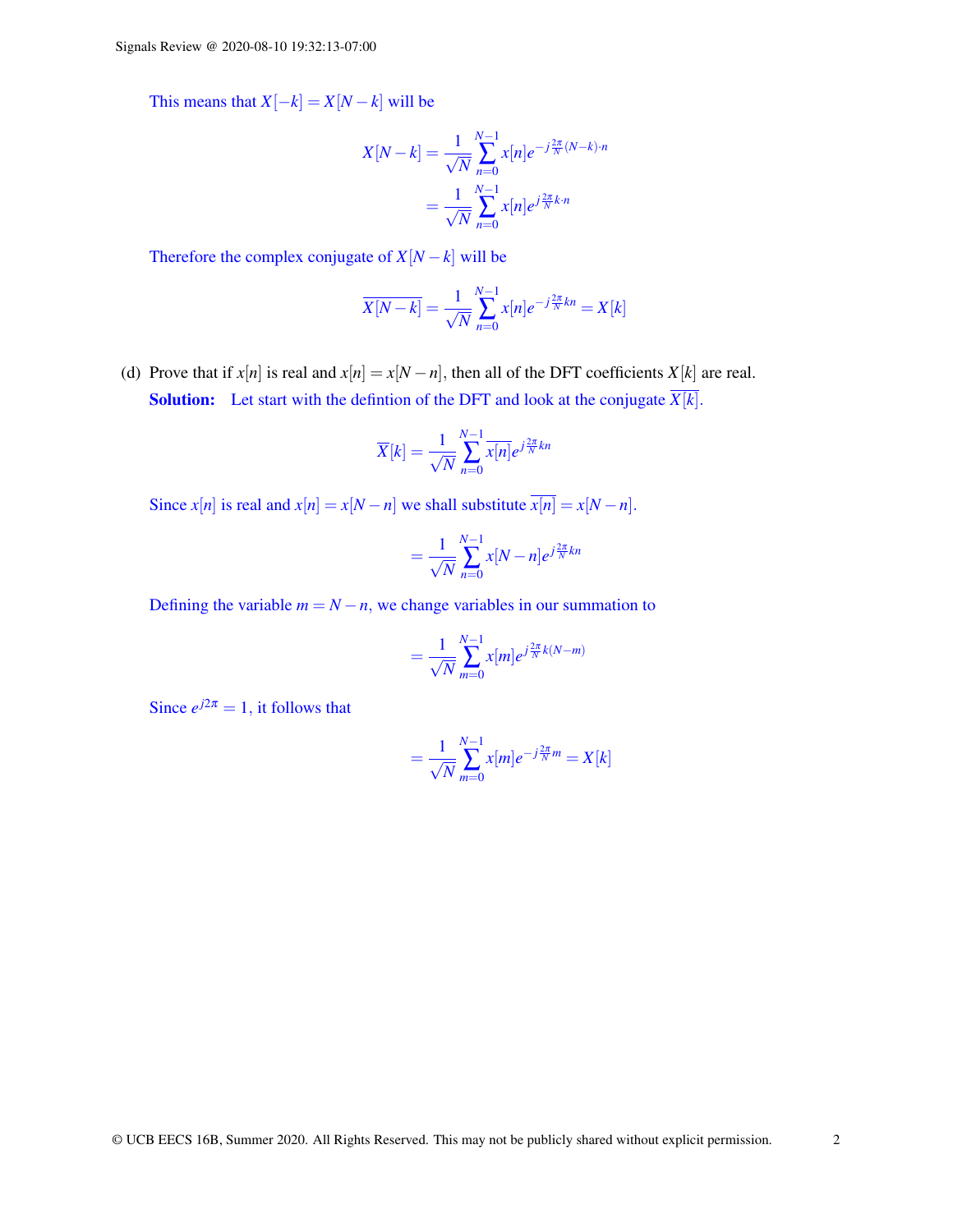This means that $X[-k] = X[N-k]$ will be

$$X[N-k] = \frac{1}{\sqrt{N}} \sum_{n=0}^{N-1} x[n] e^{-j\frac{2\pi}{N}(N-k)\cdot n}$$
$$= \frac{1}{\sqrt{N}} \sum_{n=0}^{N-1} x[n] e^{j\frac{2\pi}{N}k\cdot n}$$

Therefore the complex conjugate of $X[N-k]$ will be

$$\overline{X[N-k]} = \frac{1}{\sqrt{N}} \sum_{n=0}^{N-1} x[n] e^{-j\frac{2\pi}{N}kn} = X[k]$$

(d) Prove that if $x[n]$ is real and $x[n] = x[N-n]$, then all of the DFT coefficients $X[k]$ are real.

**Solution:** Let start with the defintion of the DFT and look at the conjugate $\overline{X[k]}$.

$$\overline{X}[k] = \frac{1}{\sqrt{N}} \sum_{n=0}^{N-1} \overline{x[n]} e^{j\frac{2\pi}{N}kn}$$

Since $x[n]$ is real and $x[n] = x[N-n]$ we shall substitute $\overline{x[n]} = x[N-n]$.

$$= \frac{1}{\sqrt{N}} \sum_{n=0}^{N-1} x[N-n] e^{j\frac{2\pi}{N}kn}$$

Defining the variable $m = N-n$, we change variables in our summation to

$$= \frac{1}{\sqrt{N}} \sum_{m=0}^{N-1} x[m] e^{j\frac{2\pi}{N}k(N-m)}$$

Since $e^{j2\pi} = 1$, it follows that

$$= \frac{1}{\sqrt{N}} \sum_{m=0}^{N-1} x[m] e^{-j\frac{2\pi}{N}m} = X[k]$$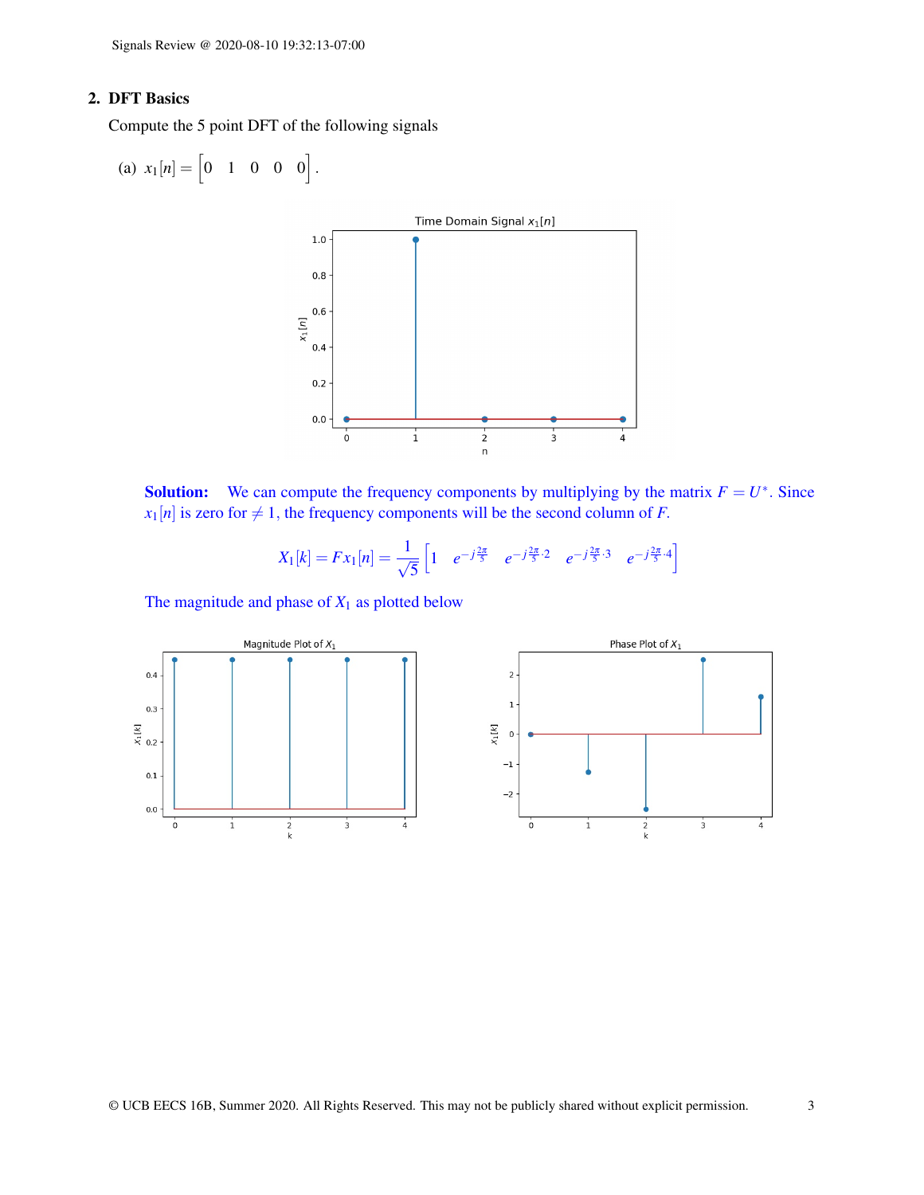## 2. DFT Basics

Compute the 5 point DFT of the following signals

(a) $x_1[n] = \begin{bmatrix} 0 & 1 & 0 & 0 & 0 \end{bmatrix}$.

**Solution:** We can compute the frequency components by multiplying by the matrix $F = U^*$. Since $x_1[n]$ is zero for $\neq 1$, the frequency components will be the second column of $F$.

$$X_1[k] = F x_1[n] = \frac{1}{\sqrt{5}} \begin{bmatrix} 1 & e^{-j\frac{2\pi}{5}} & e^{-j\frac{2\pi}{5}\cdot 2} & e^{-j\frac{2\pi}{5}\cdot 3} & e^{-j\frac{2\pi}{5}\cdot 4} \end{bmatrix}$$

The magnitude and phase of $X_1$ as plotted below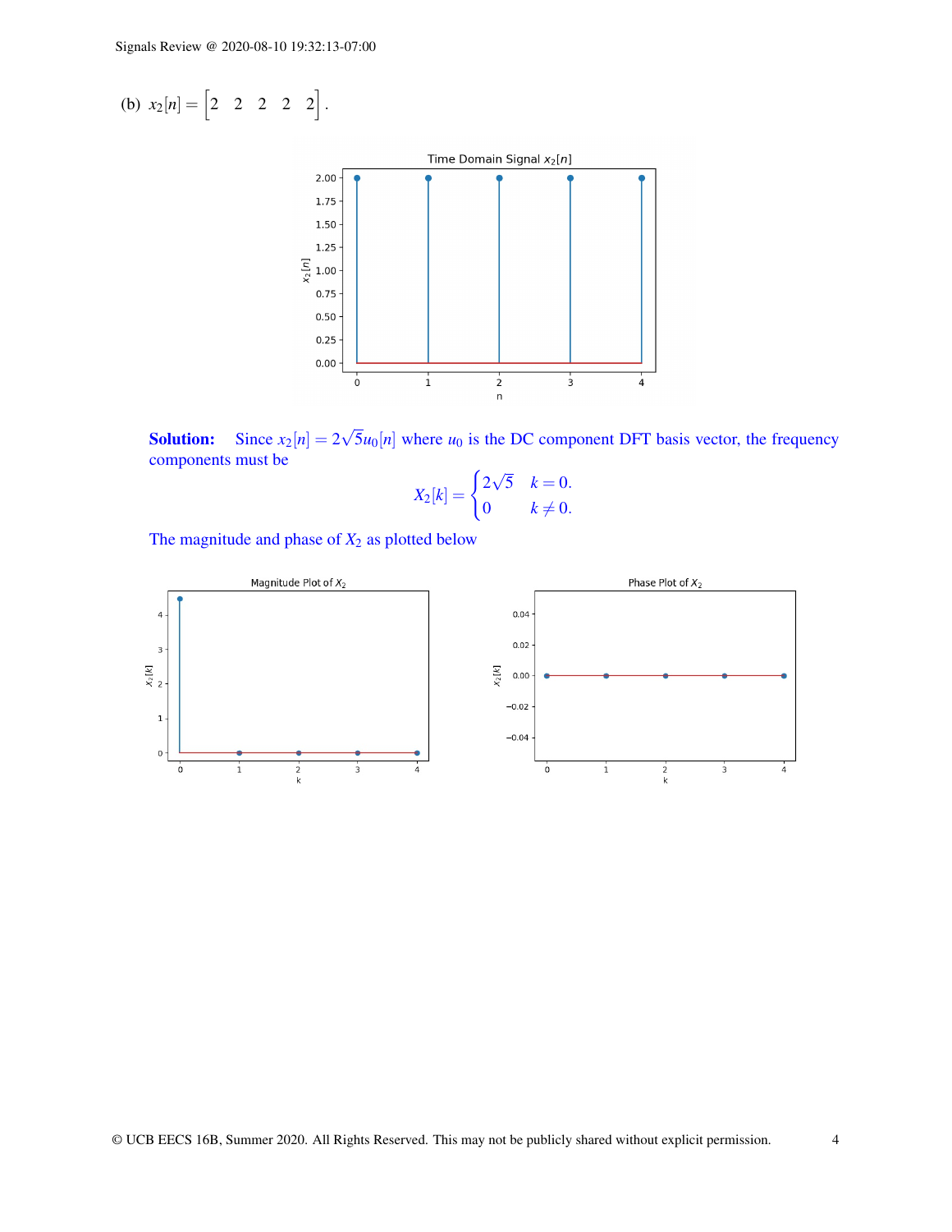(b) $x_2[n] = \begin{bmatrix} 2 & 2 & 2 & 2 & 2 \end{bmatrix}$.

**Solution:** Since $x_2[n] = 2\sqrt{5}u_0[n]$ where $u_0$ is the DC component DFT basis vector, the frequency components must be

$$X_2[k] = \begin{cases} 2\sqrt{5} & k = 0. \\ 0 & k \neq 0. \end{cases}$$

The magnitude and phase of $X_2$ as plotted below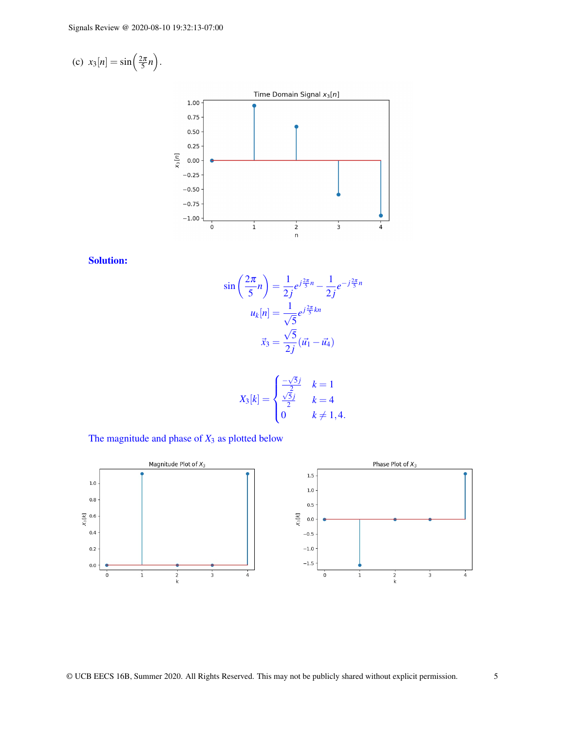(c) $x_3[n] = \sin\left(\frac{2\pi}{5}n\right)$.

**Solution:**

$$\sin\left(\frac{2\pi}{5}n\right) = \frac{1}{2j}e^{j\frac{2\pi}{5}n} - \frac{1}{2j}e^{-j\frac{2\pi}{5}n}$$

$$u_k[n] = \frac{1}{\sqrt{5}}e^{j\frac{2\pi}{5}kn}$$

$$\vec{x}_3 = \frac{\sqrt{5}}{2j}(\vec{u}_1 - \vec{u}_4)$$

$$X_3[k] = \begin{cases} \frac{-\sqrt{5}j}{2} & k = 1 \\ \frac{\sqrt{5}j}{2} & k = 4 \\ 0 & k \neq 1, 4. \end{cases}$$

The magnitude and phase of $X_3$ as plotted below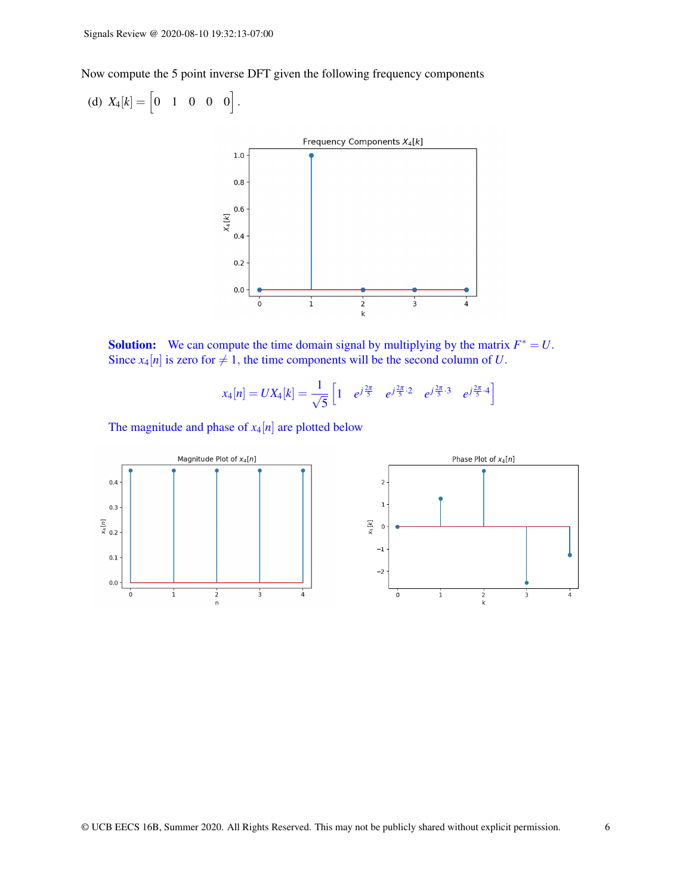Now compute the 5 point inverse DFT given the following frequency components

(d) $X_4[k] = \begin{bmatrix} 0 & 1 & 0 & 0 & 0 \end{bmatrix}$.

**Solution:** We can compute the time domain signal by multiplying by the matrix $F^* = U$. Since $x_4[n]$ is zero for $\neq 1$, the time components will be the second column of $U$.

$$x_4[n] = UX_4[k] = \frac{1}{\sqrt{5}} \begin{bmatrix} 1 & e^{j\frac{2\pi}{5}} & e^{j\frac{2\pi}{5}\cdot 2} & e^{j\frac{2\pi}{5}\cdot 3} & e^{j\frac{2\pi}{5}\cdot 4} \end{bmatrix}$$

The magnitude and phase of $x_4[n]$ are plotted below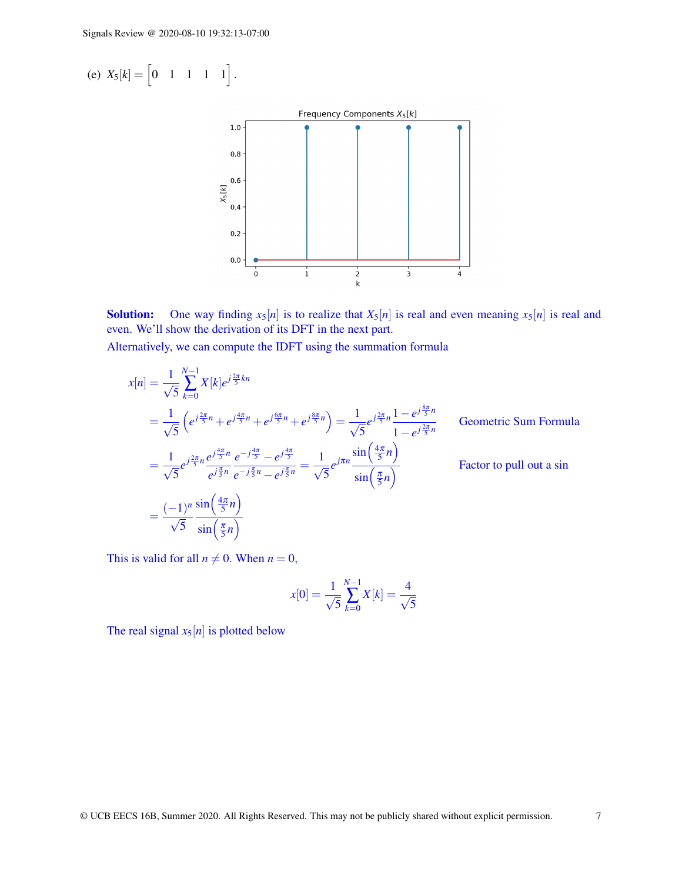(e) $X_5[k] = \begin{bmatrix} 0 & 1 & 1 & 1 & 1 \end{bmatrix}$.

**Solution:** One way finding $x_5[n]$ is to realize that $X_5[n]$ is real and even meaning $x_5[n]$ is real and even. We'll show the derivation of its DFT in the next part.

Alternatively, we can compute the IDFT using the summation formula

$$
\begin{aligned}
x[n] &= \frac{1}{\sqrt{5}} \sum_{k=0}^{N-1} X[k] e^{j\frac{2\pi}{5}kn} \\
&= \frac{1}{\sqrt{5}} \left( e^{j\frac{2\pi}{5}n} + e^{j\frac{4\pi}{5}n} + e^{j\frac{6\pi}{5}n} + e^{j\frac{8\pi}{5}n} \right) = \frac{1}{\sqrt{5}} e^{j\frac{2\pi}{5}n} \frac{1 - e^{j\frac{8\pi}{5}n}}{1 - e^{j\frac{2\pi}{5}n}} && \text{Geometric Sum Formula} \\
&= \frac{1}{\sqrt{5}} e^{j\frac{2\pi}{5}n} \frac{e^{j\frac{4\pi}{5}n}}{e^{j\frac{\pi}{5}n}} \frac{e^{-j\frac{4\pi}{5}} - e^{j\frac{4\pi}{5}}}{e^{-j\frac{\pi}{5}n} - e^{j\frac{\pi}{5}n}} = \frac{1}{\sqrt{5}} e^{j\pi n} \frac{\sin\left(\frac{4\pi}{5}n\right)}{\sin\left(\frac{\pi}{5}n\right)} && \text{Factor to pull out a sin} \\
&= \frac{(-1)^n}{\sqrt{5}} \frac{\sin\left(\frac{4\pi}{5}n\right)}{\sin\left(\frac{\pi}{5}n\right)}
\end{aligned}
$$

This is valid for all $n \neq 0$. When $n = 0$,

$$
x[0] = \frac{1}{\sqrt{5}} \sum_{k=0}^{N-1} X[k] = \frac{4}{\sqrt{5}}
$$

The real signal $x_5[n]$ is plotted below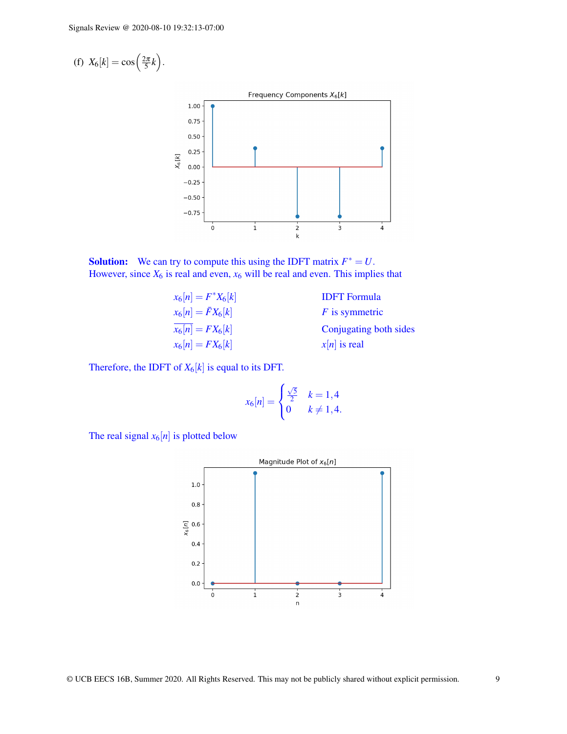(f) $X_6[k] = \cos\left(\frac{2\pi}{5}k\right)$.

**Solution:** We can try to compute this using the IDFT matrix $F^* = U$. However, since $X_6$ is real and even, $x_6$ will be real and even. This implies that

$$
\begin{aligned}
x_6[n] &= F^* X_6[k] && \text{IDFT Formula} \\
x_6[n] &= \bar{F} X_6[k] && F \text{ is symmetric} \\
\overline{x_6[n]} &= F X_6[k] && \text{Conjugating both sides} \\
x_6[n] &= F X_6[k] && x[n] \text{ is real}
\end{aligned}
$$

Therefore, the IDFT of $X_6[k]$ is equal to its DFT.

$$
x_6[n] = \begin{cases} \frac{\sqrt{5}}{2} & k = 1,4 \\ 0 & k \neq 1,4. \end{cases}
$$

The real signal $x_6[n]$ is plotted below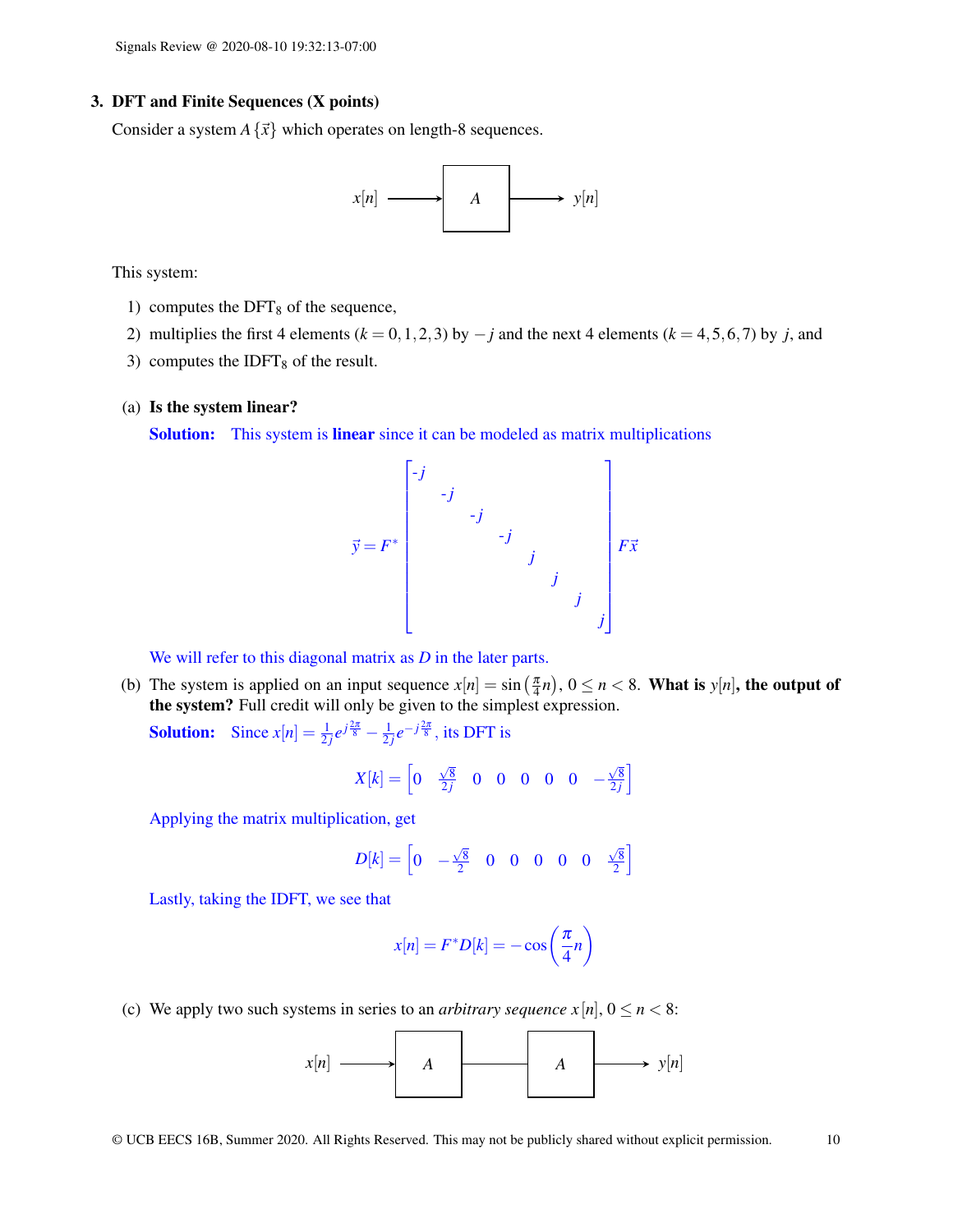## 3. DFT and Finite Sequences (X points)

Consider a system $A\{\vec{x}\}$ which operates on length-8 sequences.

$$x[n] \longrightarrow \boxed{A} \longrightarrow y[n]$$

This system:

1) computes the $\text{DFT}_8$ of the sequence,
2) multiplies the first 4 elements ($k = 0,1,2,3$) by $-j$ and the next 4 elements ($k = 4,5,6,7$) by $j$, and
3) computes the $\text{IDFT}_8$ of the result.

(a) **Is the system linear?**

**Solution:** This system is **linear** since it can be modeled as matrix multiplications

$$\vec{y} = F^* \begin{bmatrix} -j & & & & & & & \\ & -j & & & & & & \\ & & -j & & & & & \\ & & & -j & & & & \\ & & & & j & & & \\ & & & & & j & & \\ & & & & & & j & \\ & & & & & & & j \end{bmatrix} F\vec{x}$$

We will refer to this diagonal matrix as $D$ in the later parts.

(b) The system is applied on an input sequence $x[n] = \sin\left(\frac{\pi}{4}n\right)$, $0 \leq n < 8$. **What is $y[n]$, the output of the system?** Full credit will only be given to the simplest expression.

**Solution:** Since $x[n] = \frac{1}{2j}e^{j\frac{2\pi}{8}} - \frac{1}{2j}e^{-j\frac{2\pi}{8}}$, its DFT is

$$X[k] = \begin{bmatrix} 0 & \frac{\sqrt{8}}{2j} & 0 & 0 & 0 & 0 & 0 & -\frac{\sqrt{8}}{2j} \end{bmatrix}$$

Applying the matrix multiplication, get

$$D[k] = \begin{bmatrix} 0 & -\frac{\sqrt{8}}{2} & 0 & 0 & 0 & 0 & 0 & \frac{\sqrt{8}}{2} \end{bmatrix}$$

Lastly, taking the IDFT, we see that

$$x[n] = F^*D[k] = -\cos\left(\frac{\pi}{4}n\right)$$

(c) We apply two such systems in series to an *arbitrary sequence* $x[n]$, $0 \leq n < 8$:

$$x[n] \longrightarrow \boxed{A} \longrightarrow \boxed{A} \longrightarrow y[n]$$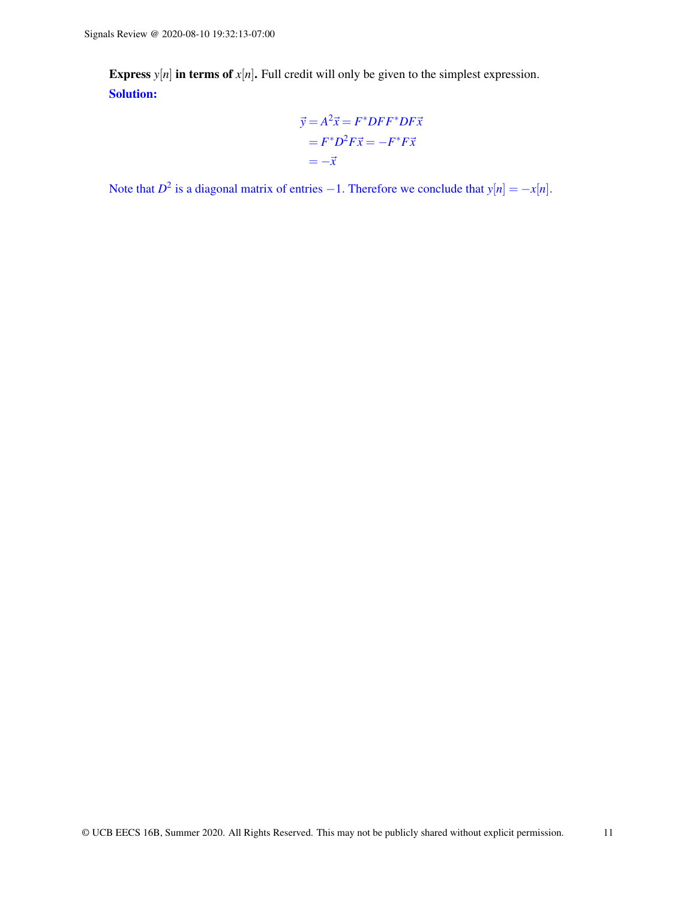**Express $y[n]$ in terms of $x[n]$.** Full credit will only be given to the simplest expression.

**Solution:**

$$
\begin{aligned}
\vec{y} &= A^2\vec{x} = F^*DFF^*DF\vec{x} \\
&= F^*D^2F\vec{x} = -F^*F\vec{x} \\
&= -\vec{x}
\end{aligned}
$$

Note that $D^2$ is a diagonal matrix of entries $-1$. Therefore we conclude that $y[n] = -x[n]$.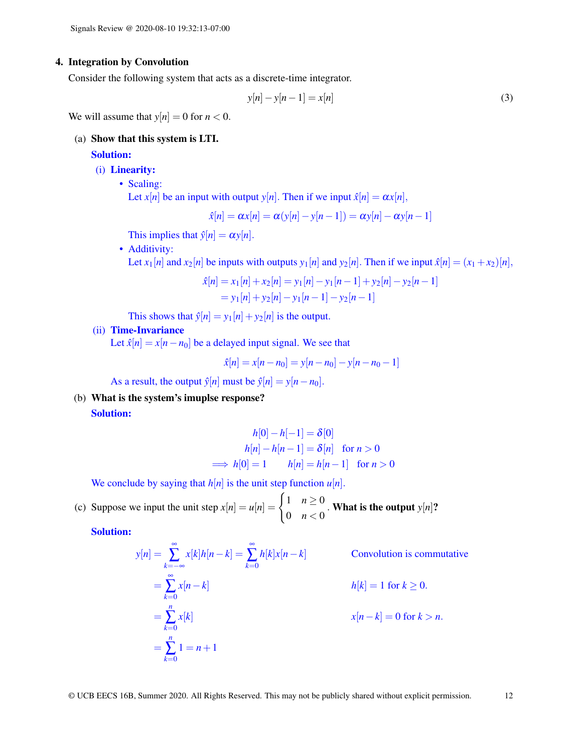**4. Integration by Convolution**

Consider the following system that acts as a discrete-time integrator.

$$y[n] - y[n-1] = x[n] \tag{3}$$

We will assume that $y[n] = 0$ for $n < 0$.

(a) **Show that this system is LTI.**

**Solution:**

(i) **Linearity:**

- Scaling:
  Let $x[n]$ be an input with output $y[n]$. Then if we input $\hat{x}[n] = \alpha x[n]$,
  $$\hat{x}[n] = \alpha x[n] = \alpha(y[n] - y[n-1]) = \alpha y[n] - \alpha y[n-1]$$
  This implies that $\hat{y}[n] = \alpha y[n]$.
- Additivity:
  Let $x_1[n]$ and $x_2[n]$ be inputs with outputs $y_1[n]$ and $y_2[n]$. Then if we input $\hat{x}[n] = (x_1 + x_2)[n]$,
  $$\begin{aligned}\hat{x}[n] &= x_1[n] + x_2[n] = y_1[n] - y_1[n-1] + y_2[n] - y_2[n-1] \\ &= y_1[n] + y_2[n] - y_1[n-1] - y_2[n-1]\end{aligned}$$
  This shows that $\hat{y}[n] = y_1[n] + y_2[n]$ is the output.

(ii) **Time-Invariance**

Let $\hat{x}[n] = x[n-n_0]$ be a delayed input signal. We see that

$$\hat{x}[n] = x[n-n_0] = y[n-n_0] - y[n-n_0-1]$$

As a result, the output $\hat{y}[n]$ must be $\hat{y}[n] = y[n-n_0]$.

(b) **What is the system's imuplse response?**

**Solution:**

$$\begin{aligned} h[0] - h[-1] &= \delta[0] \\ h[n] - h[n-1] &= \delta[n] \quad \text{for } n > 0 \\ \implies h[0] = 1 \qquad h[n] &= h[n-1] \quad \text{for } n > 0 \end{aligned}$$

We conclude by saying that $h[n]$ is the unit step function $u[n]$.

(c) Suppose we input the unit step $x[n] = u[n] = \begin{cases} 1 & n \geq 0 \\ 0 & n < 0 \end{cases}$. **What is the output $y[n]$?**

**Solution:**

$$\begin{aligned} y[n] &= \sum_{k=-\infty}^{\infty} x[k]h[n-k] = \sum_{k=0}^{\infty} h[k]x[n-k] && \text{Convolution is commutative} \\ &= \sum_{k=0}^{\infty} x[n-k] && h[k] = 1 \text{ for } k \geq 0. \\ &= \sum_{k=0}^{n} x[k] && x[n-k] = 0 \text{ for } k > n. \\ &= \sum_{k=0}^{n} 1 = n+1 \end{aligned}$$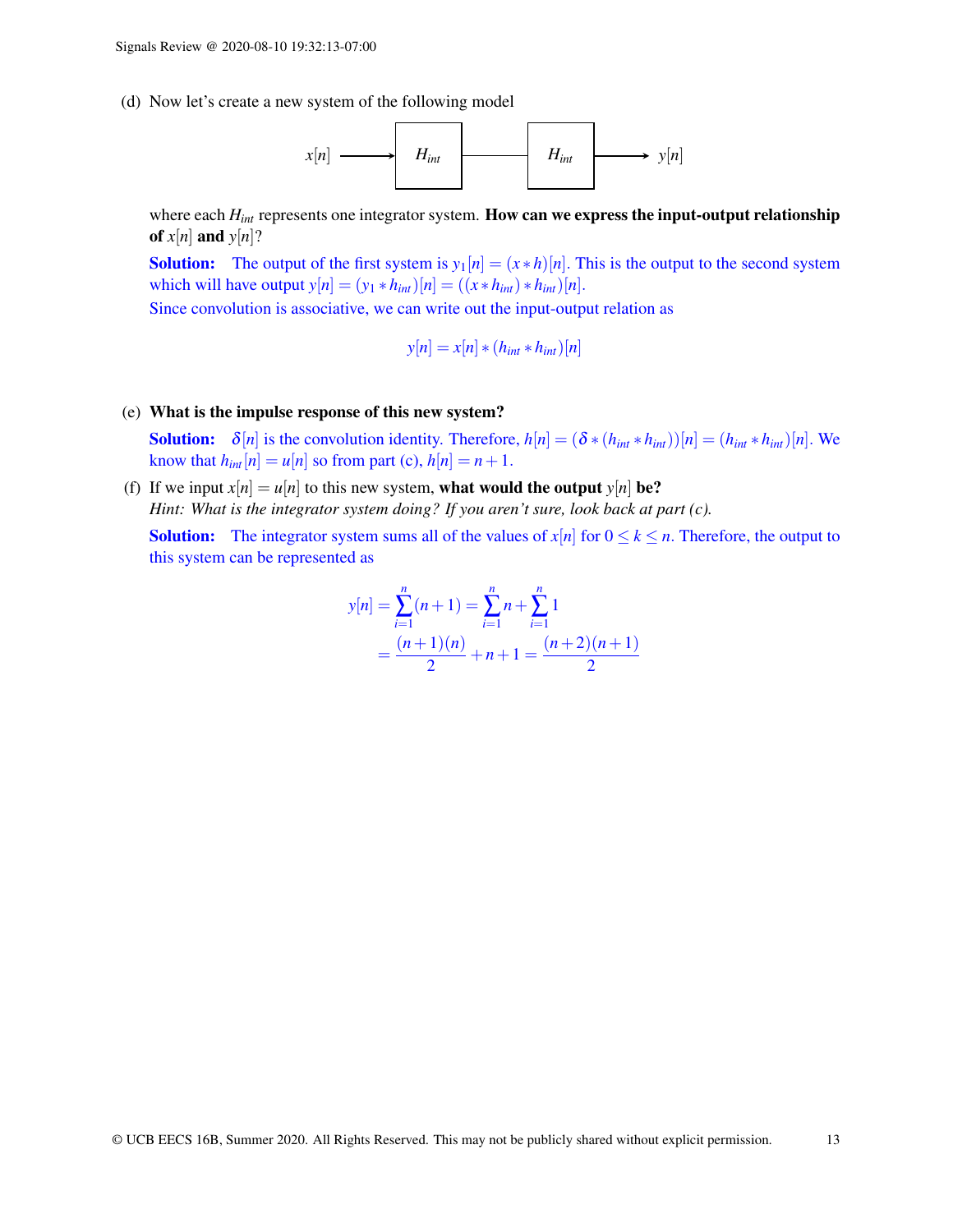(d) Now let's create a new system of the following model

$$x[n] \longrightarrow \boxed{H_{int}} \longrightarrow \boxed{H_{int}} \longrightarrow y[n]$$

where each $H_{int}$ represents one integrator system. **How can we express the input-output relationship of $x[n]$ and $y[n]$?**

**Solution:** The output of the first system is $y_1[n] = (x * h)[n]$. This is the output to the second system which will have output $y[n] = (y_1 * h_{int})[n] = ((x * h_{int}) * h_{int})[n]$.

Since convolution is associative, we can write out the input-output relation as

$$y[n] = x[n] * (h_{int} * h_{int})[n]$$

(e) **What is the impulse response of this new system?**

**Solution:** $\delta[n]$ is the convolution identity. Therefore, $h[n] = (\delta * (h_{int} * h_{int}))[n] = (h_{int} * h_{int})[n]$. We know that $h_{int}[n] = u[n]$ so from part (c), $h[n] = n + 1$.

(f) If we input $x[n] = u[n]$ to this new system, **what would the output $y[n]$ be?**
*Hint: What is the integrator system doing? If you aren't sure, look back at part (c).*

**Solution:** The integrator system sums all of the values of $x[n]$ for $0 \le k \le n$. Therefore, the output to this system can be represented as

$$\begin{aligned}
y[n] &= \sum_{i=1}^{n}(n+1) = \sum_{i=1}^{n} n + \sum_{i=1}^{n} 1 \\
&= \frac{(n+1)(n)}{2} + n + 1 = \frac{(n+2)(n+1)}{2}
\end{aligned}$$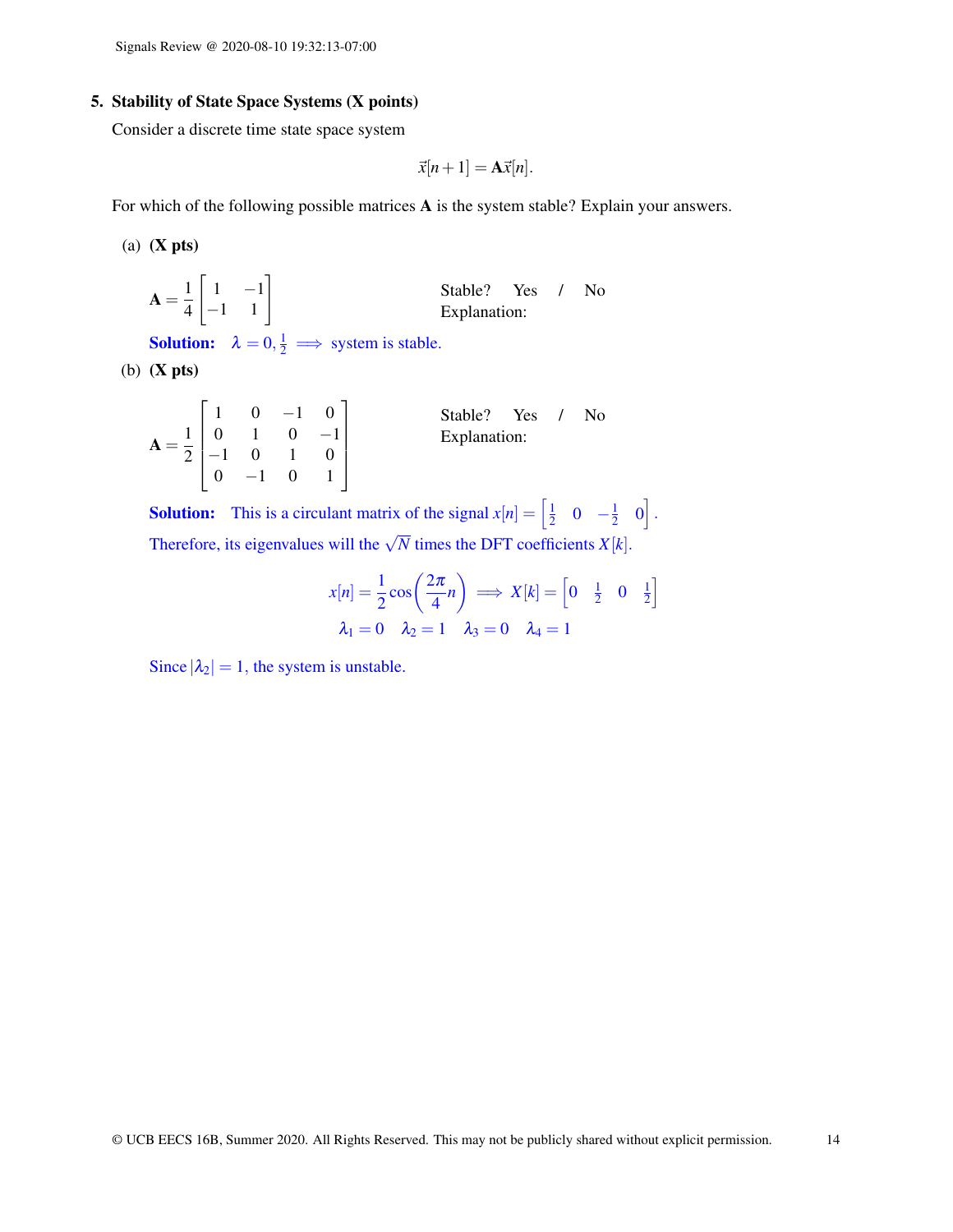## 5. Stability of State Space Systems (X points)

Consider a discrete time state space system

$$\vec{x}[n+1] = \mathbf{A}\vec{x}[n].$$

For which of the following possible matrices $\mathbf{A}$ is the system stable? Explain your answers.

(a) **(X pts)**

$$\mathbf{A} = \frac{1}{4}\begin{bmatrix} 1 & -1 \\ -1 & 1 \end{bmatrix}$$

Stable? Yes / No
Explanation:

**Solution:** $\lambda = 0, \frac{1}{2} \implies$ system is stable.

(b) **(X pts)**

$$\mathbf{A} = \frac{1}{2}\begin{bmatrix} 1 & 0 & -1 & 0 \\ 0 & 1 & 0 & -1 \\ -1 & 0 & 1 & 0 \\ 0 & -1 & 0 & 1 \end{bmatrix}$$

Stable? Yes / No
Explanation:

**Solution:** This is a circulant matrix of the signal $x[n] = \begin{bmatrix} \frac{1}{2} & 0 & -\frac{1}{2} & 0 \end{bmatrix}$.
Therefore, its eigenvalues will the $\sqrt{N}$ times the DFT coefficients $X[k]$.

$$x[n] = \frac{1}{2}\cos\left(\frac{2\pi}{4}n\right) \implies X[k] = \begin{bmatrix} 0 & \frac{1}{2} & 0 & \frac{1}{2} \end{bmatrix}$$

$$\lambda_1 = 0 \quad \lambda_2 = 1 \quad \lambda_3 = 0 \quad \lambda_4 = 1$$

Since $|\lambda_2| = 1$, the system is unstable.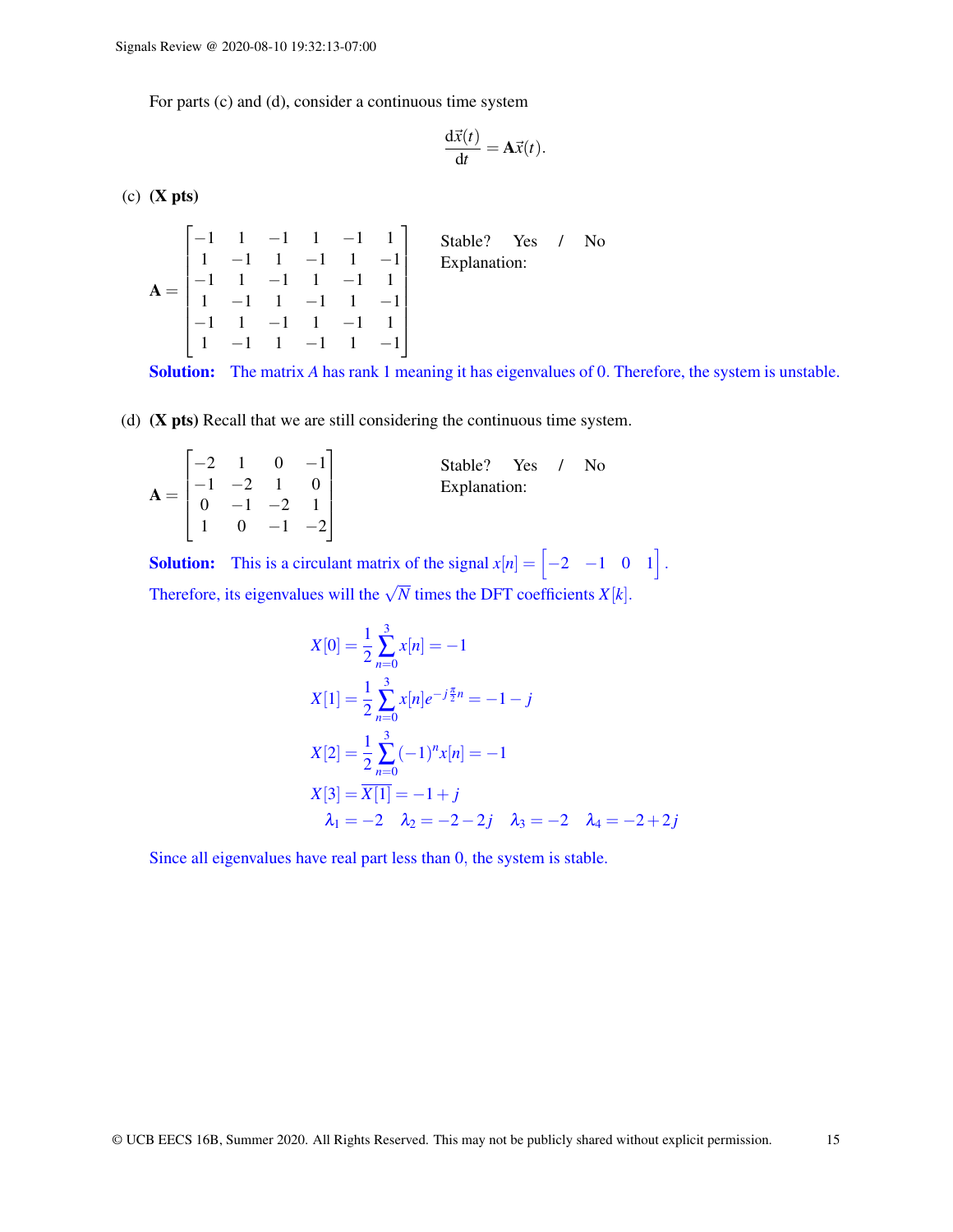For parts (c) and (d), consider a continuous time system

$$\frac{\mathrm{d}\vec{x}(t)}{\mathrm{d}t} = \mathbf{A}\vec{x}(t).$$

(c) **(X pts)**

$$\mathbf{A} = \begin{bmatrix} -1 & 1 & -1 & 1 & -1 & 1 \\ 1 & -1 & 1 & -1 & 1 & -1 \\ -1 & 1 & -1 & 1 & -1 & 1 \\ 1 & -1 & 1 & -1 & 1 & -1 \\ -1 & 1 & -1 & 1 & -1 & 1 \\ 1 & -1 & 1 & -1 & 1 & -1 \end{bmatrix}$$

Stable? Yes / No
Explanation:

**Solution:** The matrix $A$ has rank 1 meaning it has eigenvalues of 0. Therefore, the system is unstable.

(d) **(X pts)** Recall that we are still considering the continuous time system.

$$\mathbf{A} = \begin{bmatrix} -2 & 1 & 0 & -1 \\ -1 & -2 & 1 & 0 \\ 0 & -1 & -2 & 1 \\ 1 & 0 & -1 & -2 \end{bmatrix}$$

Stable? Yes / No
Explanation:

**Solution:** This is a circulant matrix of the signal $x[n] = \begin{bmatrix} -2 & -1 & 0 & 1 \end{bmatrix}$.
Therefore, its eigenvalues will the $\sqrt{N}$ times the DFT coefficients $X[k]$.

$$X[0] = \frac{1}{2}\sum_{n=0}^{3} x[n] = -1$$

$$X[1] = \frac{1}{2}\sum_{n=0}^{3} x[n]e^{-j\frac{\pi}{2}n} = -1 - j$$

$$X[2] = \frac{1}{2}\sum_{n=0}^{3} (-1)^n x[n] = -1$$

$$X[3] = \overline{X[1]} = -1 + j$$

$$\lambda_1 = -2 \quad \lambda_2 = -2 - 2j \quad \lambda_3 = -2 \quad \lambda_4 = -2 + 2j$$

Since all eigenvalues have real part less than 0, the system is stable.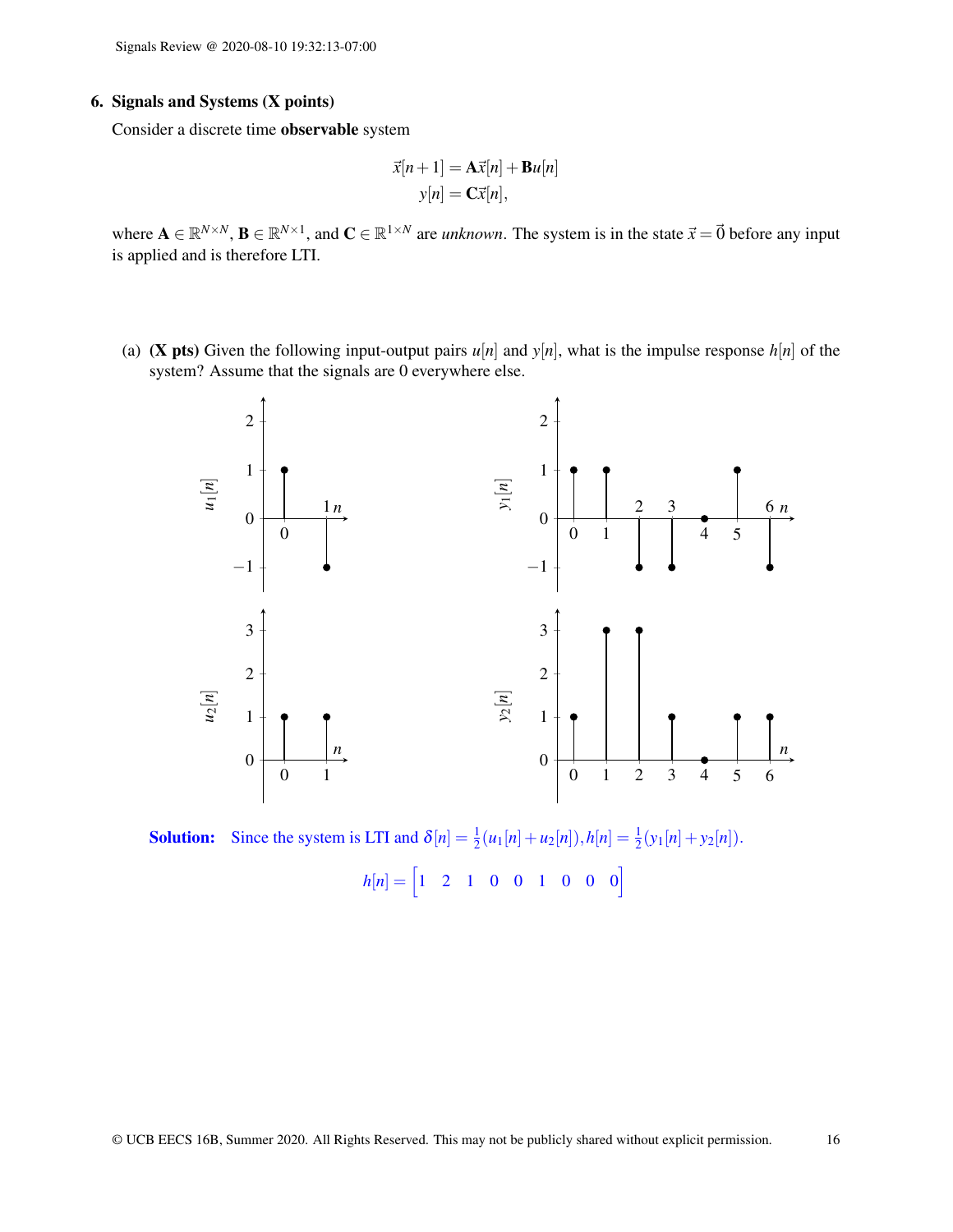## 6. Signals and Systems (X points)

Consider a discrete time **observable** system

$$\vec{x}[n+1] = \mathbf{A}\vec{x}[n] + \mathbf{B}u[n]$$
$$y[n] = \mathbf{C}\vec{x}[n],$$

where $\mathbf{A} \in \mathbb{R}^{N\times N}$, $\mathbf{B} \in \mathbb{R}^{N\times 1}$, and $\mathbf{C} \in \mathbb{R}^{1\times N}$ are *unknown*. The system is in the state $\vec{x} = \vec{0}$ before any input is applied and is therefore LTI.

(a) **(X pts)** Given the following input-output pairs $u[n]$ and $y[n]$, what is the impulse response $h[n]$ of the system? Assume that the signals are 0 everywhere else.

**Solution:** Since the system is LTI and $\delta[n] = \frac{1}{2}(u_1[n] + u_2[n]), h[n] = \frac{1}{2}(y_1[n] + y_2[n])$.

$$h[n] = \begin{bmatrix} 1 & 2 & 1 & 0 & 0 & 1 & 0 & 0 & 0 \end{bmatrix}$$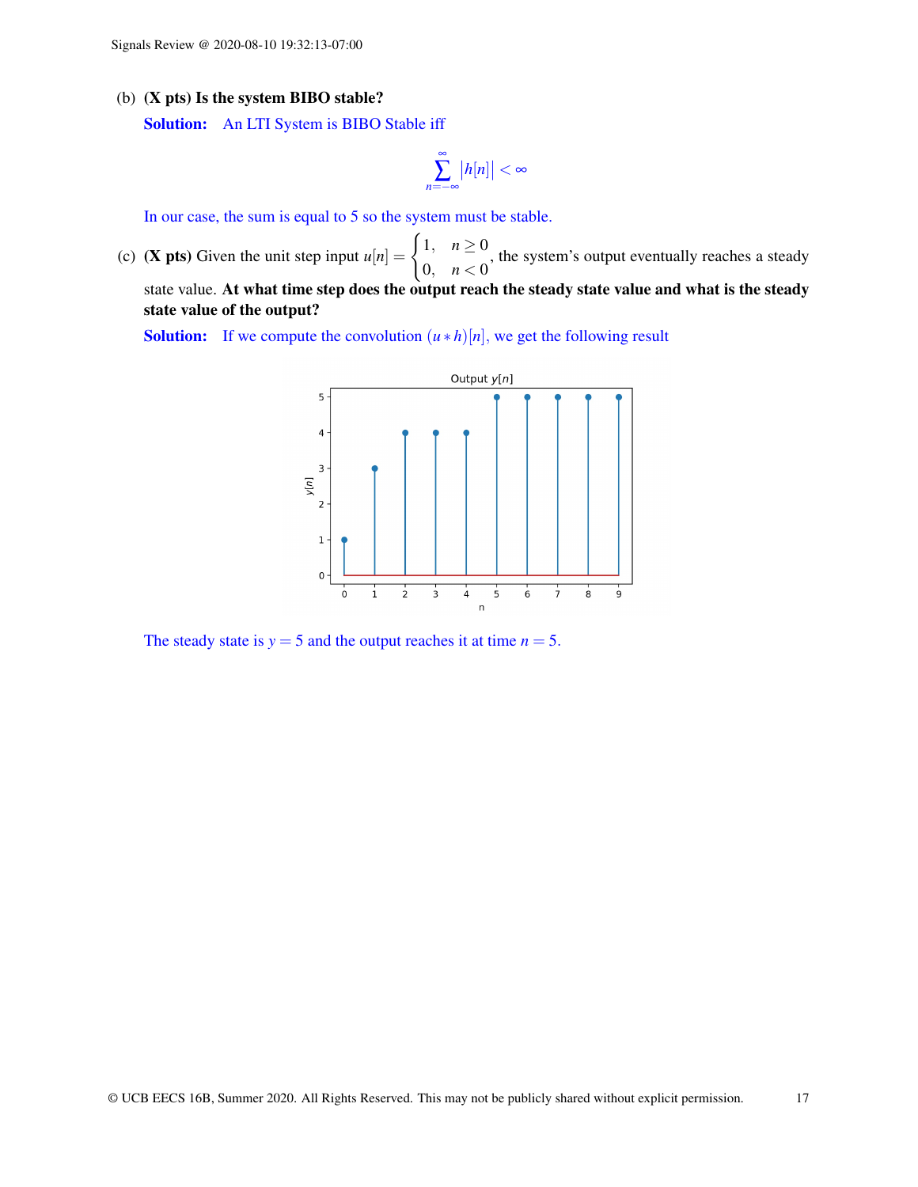(b) **(X pts) Is the system BIBO stable?**

**Solution:** An LTI System is BIBO Stable iff

$$\sum_{n=-\infty}^{\infty} \left|h[n]\right| < \infty$$

In our case, the sum is equal to 5 so the system must be stable.

(c) **(X pts)** Given the unit step input $u[n] = \begin{cases} 1, & n \geq 0 \\ 0, & n < 0 \end{cases}$, the system's output eventually reaches a steady state value. **At what time step does the output reach the steady state value and what is the steady state value of the output?**

**Solution:** If we compute the convolution $(u * h)[n]$, we get the following result

The steady state is $y = 5$ and the output reaches it at time $n = 5$.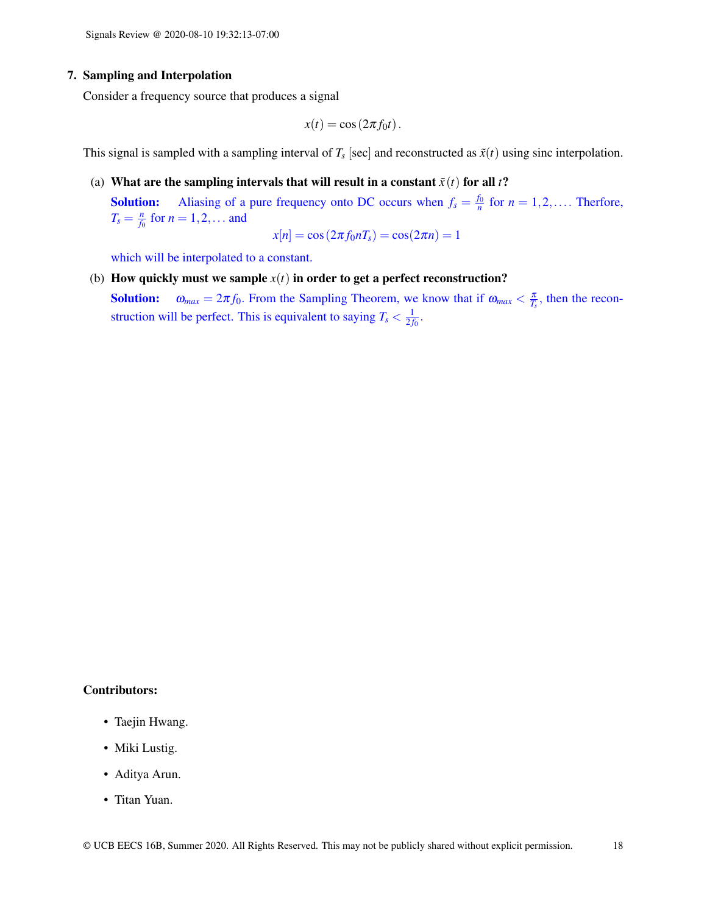## 7. Sampling and Interpolation

Consider a frequency source that produces a signal

$$x(t) = \cos(2\pi f_0 t).$$

This signal is sampled with a sampling interval of $T_s$ [sec] and reconstructed as $\tilde{x}(t)$ using sinc interpolation.

(a) **What are the sampling intervals that will result in a constant $\tilde{x}(t)$ for all $t$?**

**Solution:** Aliasing of a pure frequency onto DC occurs when $f_s = \frac{f_0}{n}$ for $n = 1, 2, \ldots$. Therfore, $T_s = \frac{n}{f_0}$ for $n = 1, 2, \ldots$ and

$$x[n] = \cos(2\pi f_0 n T_s) = \cos(2\pi n) = 1$$

which will be interpolated to a constant.

(b) **How quickly must we sample $x(t)$ in order to get a perfect reconstruction?**

**Solution:** $\omega_{max} = 2\pi f_0$. From the Sampling Theorem, we know that if $\omega_{max} < \frac{\pi}{T_s}$, then the reconstruction will be perfect. This is equivalent to saying $T_s < \frac{1}{2f_0}$.

**Contributors:**

- Taejin Hwang.
- Miki Lustig.
- Aditya Arun.
- Titan Yuan.